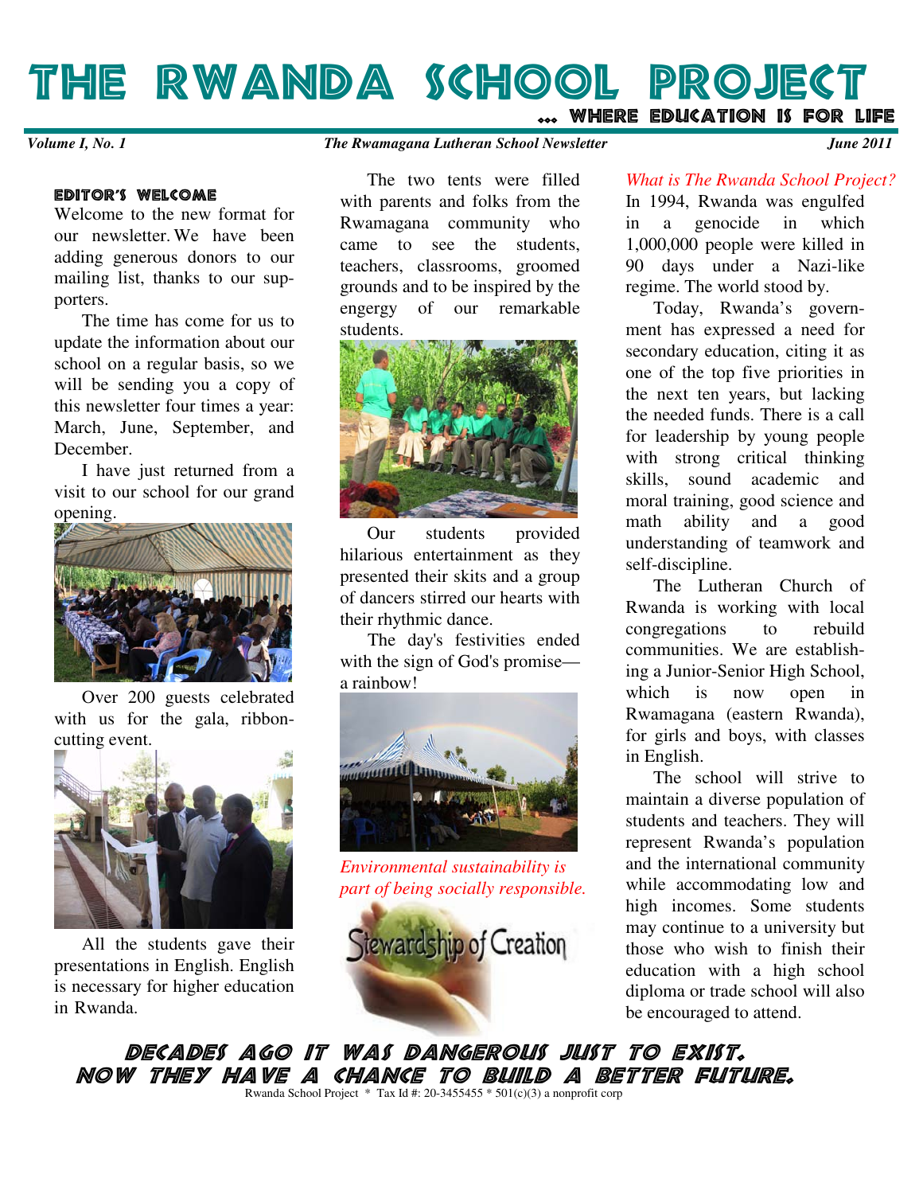# THE RWANDA SCHOOL PROJECT

**... WHERE EDUCATION IS FOR LIFE**

*Volume I, No. 1* | *The Rwamagana Lutheran School Newsletter* | *June 2011*

### EDITOR'S WELCOME

Welcome to the new format for our newsletter. We have been adding generous donors to our mailing list, thanks to our supporters.

The time has come for us to update the information about our school on a regular basis, so we will be sending you a copy of this newsletter four times a year: March, June, September, and December.

I have just returned from a visit to our school for our grand opening.

Over 200 guests celebrated with us for the gala, ribbon-cutting event.

All the students gave their presentations in English. English is necessary for higher education in Rwanda.

The two tents were filled with parents and folks from the Rwamagana community who came to see the students, teachers, classrooms, groomed grounds and to be inspired by the engergy of our remarkable students.

Our students provided hilarious entertainment as they presented their skits and a group of dancers stirred our hearts with their rhythmic dance.

The day's festivities ended with the sign of God's promise—a rainbow!

*Environmental sustainability is part of being socially responsible.*

Stewardship of Creation

### *What is The Rwanda School Project?*

In 1994, Rwanda was engulfed in a genocide in which 1,000,000 people were killed in 90 days under a Nazi-like regime. The world stood by.

Today, Rwanda's government has expressed a need for secondary education, citing it as one of the top five priorities in the next ten years, but lacking the needed funds. There is a call for leadership by young people with strong critical thinking skills, sound academic and moral training, good science and math ability and a good understanding of teamwork and self-discipline.

The Lutheran Church of Rwanda is working with local congregations to rebuild communities. We are establishing a Junior-Senior High School, which is now open in Rwamagana (eastern Rwanda), for girls and boys, with classes in English.

The school will strive to maintain a diverse population of students and teachers. They will represent Rwanda's population and the international community while accommodating low and high incomes. Some students may continue to a university but those who wish to finish their education with a high school diploma or trade school will also be encouraged to attend.

**DECADES AGO IT WAS DANGEROUS JUST TO EXIST.**
**NOW THEY HAVE A CHANCE TO BUILD A BETTER FUTURE.**

Rwanda School Project * Tax Id #: 20-3455455 * 501(c)(3) a nonprofit corp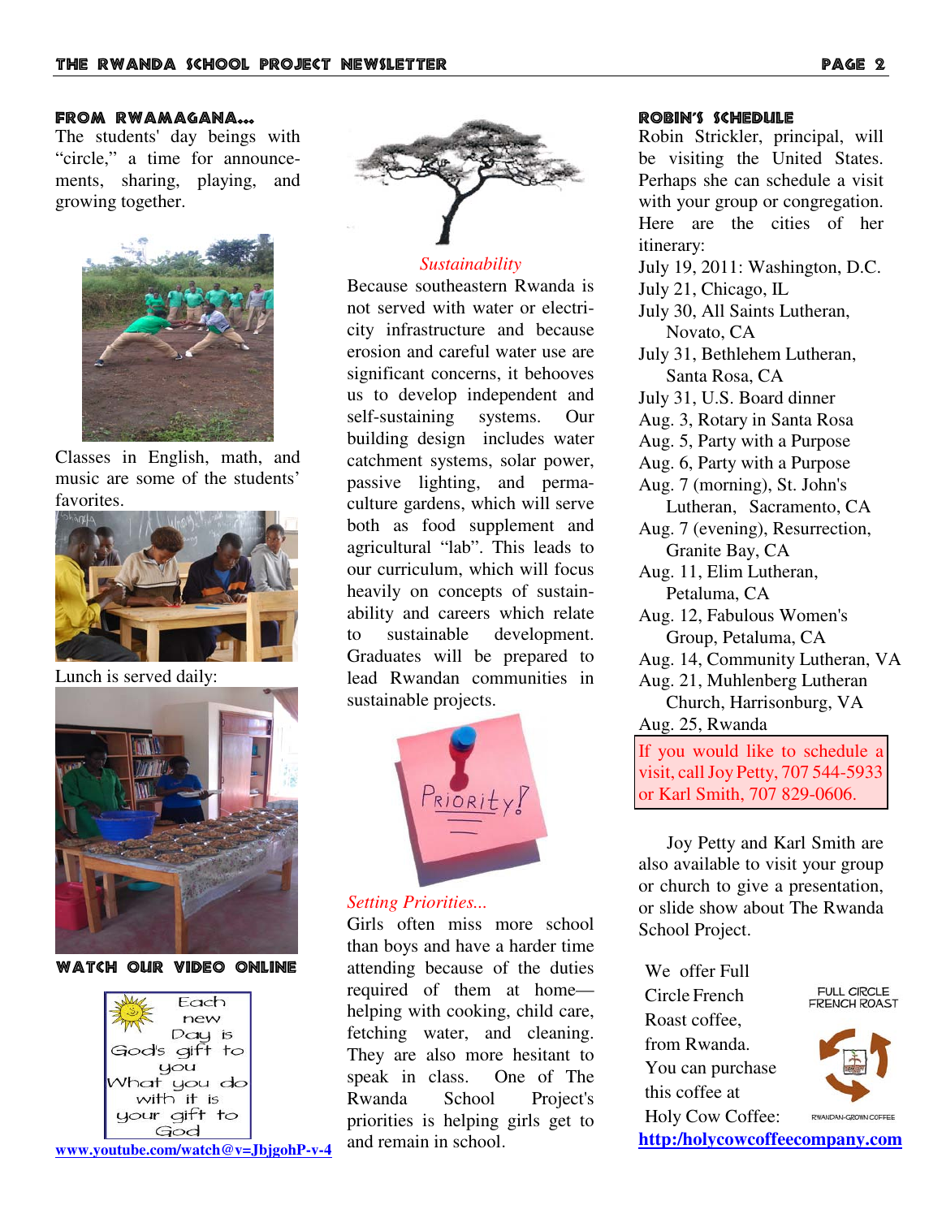## FROM RWAMAGANA...

The students' day beings with "circle," a time for announcements, sharing, playing, and growing together.

Classes in English, math, and music are some of the students' favorites.

Lunch is served daily:

**WATCH OUR VIDEO ONLINE**

Each new Day is God's gift to you
What you do with it is your gift to God

www.youtube.com/watch@v=JbjgohP-v-4

*Sustainability*

Because southeastern Rwanda is not served with water or electricity infrastructure and because erosion and careful water use are significant concerns, it behooves us to develop independent and self-sustaining systems. Our building design includes water catchment systems, solar power, passive lighting, and permaculture gardens, which will serve both as food supplement and agricultural "lab". This leads to our curriculum, which will focus heavily on concepts of sustainability and careers which relate to sustainable development. Graduates will be prepared to lead Rwandan communities in sustainable projects.

*Setting Priorities...*

Girls often miss more school than boys and have a harder time attending because of the duties required of them at home—helping with cooking, child care, fetching water, and cleaning. They are also more hesitant to speak in class. One of The Rwanda School Project's priorities is helping girls get to and remain in school.

## ROBIN'S SCHEDULE

Robin Strickler, principal, will be visiting the United States. Perhaps she can schedule a visit with your group or congregation. Here are the cities of her itinerary:

July 19, 2011: Washington, D.C.
July 21, Chicago, IL
July 30, All Saints Lutheran, Novato, CA
July 31, Bethlehem Lutheran, Santa Rosa, CA
July 31, U.S. Board dinner
Aug. 3, Rotary in Santa Rosa
Aug. 5, Party with a Purpose
Aug. 6, Party with a Purpose
Aug. 7 (morning), St. John's Lutheran, Sacramento, CA
Aug. 7 (evening), Resurrection, Granite Bay, CA
Aug. 11, Elim Lutheran, Petaluma, CA
Aug. 12, Fabulous Women's Group, Petaluma, CA
Aug. 14, Community Lutheran, VA
Aug. 21, Muhlenberg Lutheran Church, Harrisonburg, VA
Aug. 25, Rwanda

If you would like to schedule a visit, call Joy Petty, 707 544-5933 or Karl Smith, 707 829-0606.

Joy Petty and Karl Smith are also available to visit your group or church to give a presentation, or slide show about The Rwanda School Project.

We offer Full Circle French Roast coffee, from Rwanda. You can purchase this coffee at Holy Cow Coffee: http:/holycowcoffeecompany.com

FULL CIRCLE FRENCH ROAST
RWANDAN-GROWN COFFEE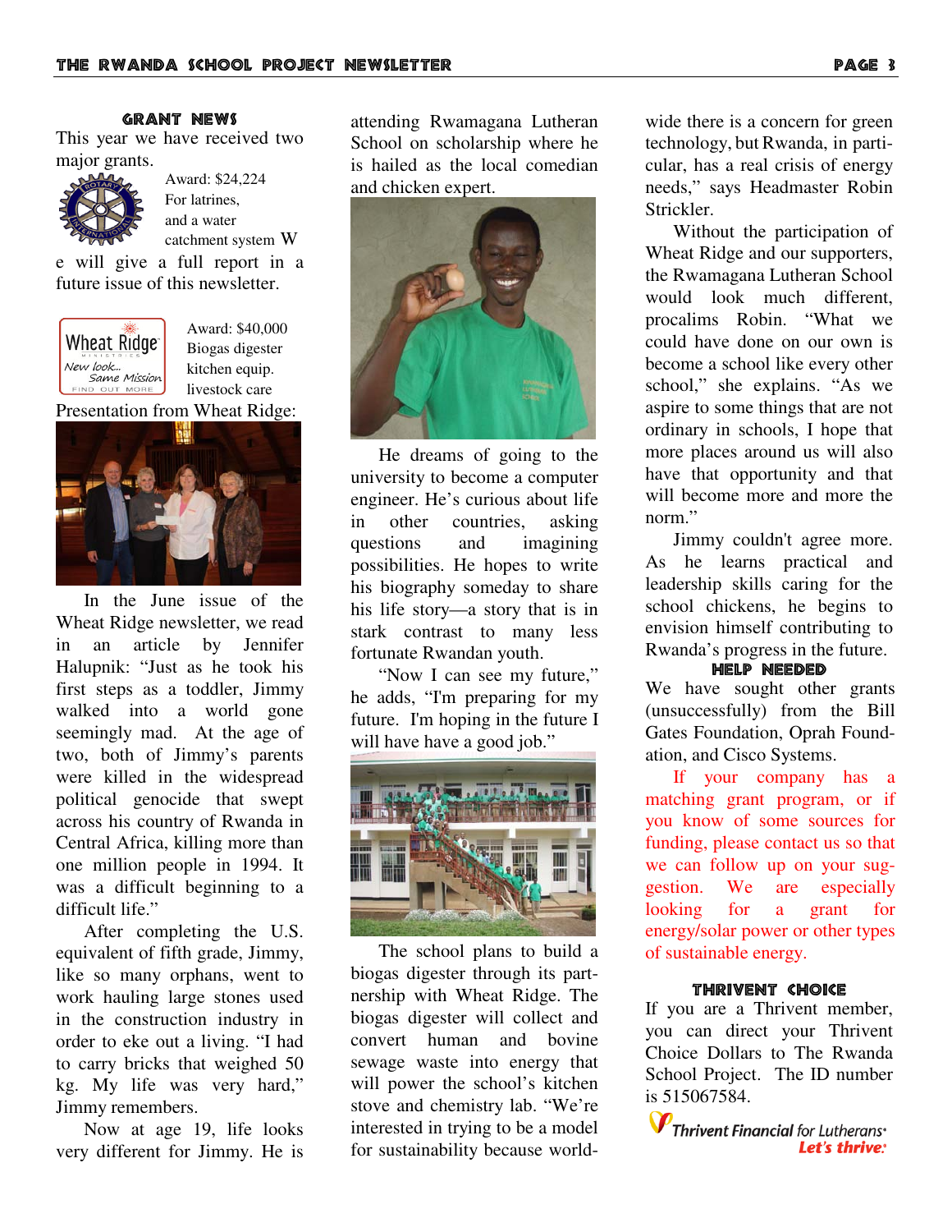### GRANT NEWS

This year we have received two major grants.

Award: $24,224
For latrines,
and a water catchment system

We will give a full report in a future issue of this newsletter.

Award: $40,000
Biogas digester
kitchen equip.
livestock care

Presentation from Wheat Ridge:

In the June issue of the Wheat Ridge newsletter, we read in an article by Jennifer Halupnik: "Just as he took his first steps as a toddler, Jimmy walked into a world gone seemingly mad. At the age of two, both of Jimmy's parents were killed in the widespread political genocide that swept across his country of Rwanda in Central Africa, killing more than one million people in 1994. It was a difficult beginning to a difficult life."

After completing the U.S. equivalent of fifth grade, Jimmy, like so many orphans, went to work hauling large stones used in the construction industry in order to eke out a living. "I had to carry bricks that weighed 50 kg. My life was very hard," Jimmy remembers.

Now at age 19, life looks very different for Jimmy. He is attending Rwamagana Lutheran School on scholarship where he is hailed as the local comedian and chicken expert.

He dreams of going to the university to become a computer engineer. He's curious about life in other countries, asking questions and imagining possibilities. He hopes to write his biography someday to share his life story—a story that is in stark contrast to many less fortunate Rwandan youth.

"Now I can see my future," he adds, "I'm preparing for my future. I'm hoping in the future I will have have a good job."

The school plans to build a biogas digester through its partnership with Wheat Ridge. The biogas digester will collect and convert human and bovine sewage waste into energy that will power the school's kitchen stove and chemistry lab. "We're interested in trying to be a model for sustainability because world-wide there is a concern for green technology, but Rwanda, in particular, has a real crisis of energy needs," says Headmaster Robin Strickler.

Without the participation of Wheat Ridge and our supporters, the Rwamagana Lutheran School would look much different, procalims Robin. "What we could have done on our own is become a school like every other school," she explains. "As we aspire to some things that are not ordinary in schools, I hope that more places around us will also have that opportunity and that will become more and more the norm."

Jimmy couldn't agree more. As he learns practical and leadership skills caring for the school chickens, he begins to envision himself contributing to Rwanda's progress in the future.

### HELP NEEDED

We have sought other grants (unsuccessfully) from the Bill Gates Foundation, Oprah Foundation, and Cisco Systems.

If your company has a matching grant program, or if you know of some sources for funding, please contact us so that we can follow up on your suggestion. We are especially looking for a grant for energy/solar power or other types of sustainable energy.

### THRIVENT CHOICE

If you are a Thrivent member, you can direct your Thrivent Choice Dollars to The Rwanda School Project. The ID number is 515067584.

Thrivent Financial for Lutherans
*Let's thrive.*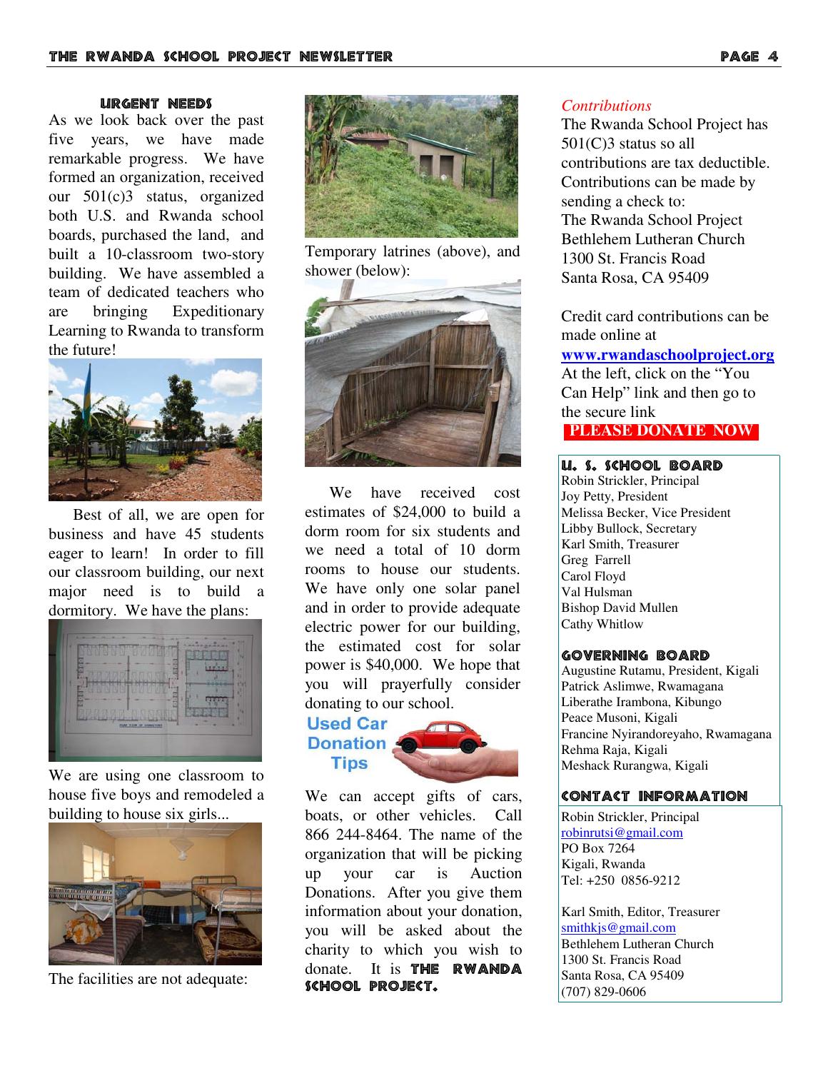## URGENT NEEDS

As we look back over the past five years, we have made remarkable progress. We have formed an organization, received our 501(c)3 status, organized both U.S. and Rwanda school boards, purchased the land, and built a 10-classroom two-story building. We have assembled a team of dedicated teachers who are bringing Expeditionary Learning to Rwanda to transform the future!

Best of all, we are open for business and have 45 students eager to learn! In order to fill our classroom building, our next major need is to build a dormitory. We have the plans:

We are using one classroom to house five boys and remodeled a building to house six girls...

The facilities are not adequate:

Temporary latrines (above), and shower (below):

We have received cost estimates of $24,000 to build a dorm room for six students and we need a total of 10 dorm rooms to house our students. We have only one solar panel and in order to provide adequate electric power for our building, the estimated cost for solar power is $40,000. We hope that you will prayerfully consider donating to our school.

**Used Car Donation Tips**

We can accept gifts of cars, boats, or other vehicles. Call 866 244-8464. The name of the organization that will be picking up your car is Auction Donations. After you give them information about your donation, you will be asked about the charity to which you wish to donate. It is **THE RWANDA SCHOOL PROJECT.**

### *Contributions*

The Rwanda School Project has 501(C)3 status so all contributions are tax deductible. Contributions can be made by sending a check to:
The Rwanda School Project
Bethlehem Lutheran Church
1300 St. Francis Road
Santa Rosa, CA 95409

Credit card contributions can be made online at
**www.rwandaschoolproject.org**
At the left, click on the "You Can Help" link and then go to the secure link

**PLEASE DONATE NOW**

## U. S. SCHOOL BOARD

Robin Strickler, Principal
Joy Petty, President
Melissa Becker, Vice President
Libby Bullock, Secretary
Karl Smith, Treasurer
Greg Farrell
Carol Floyd
Val Hulsman
Bishop David Mullen
Cathy Whitlow

## GOVERNING BOARD

Augustine Rutamu, President, Kigali
Patrick Aslimwe, Rwamagana
Liberathe Irambona, Kibungo
Peace Musoni, Kigali
Francine Nyirandoreyaho, Rwamagana
Rehma Raja, Kigali
Meshack Rurangwa, Kigali

## CONTACT INFORMATION

Robin Strickler, Principal
robinrutsi@gmail.com
PO Box 7264
Kigali, Rwanda
Tel: +250 0856-9212

Karl Smith, Editor, Treasurer
smithkjs@gmail.com
Bethlehem Lutheran Church
1300 St. Francis Road
Santa Rosa, CA 95409
(707) 829-0606